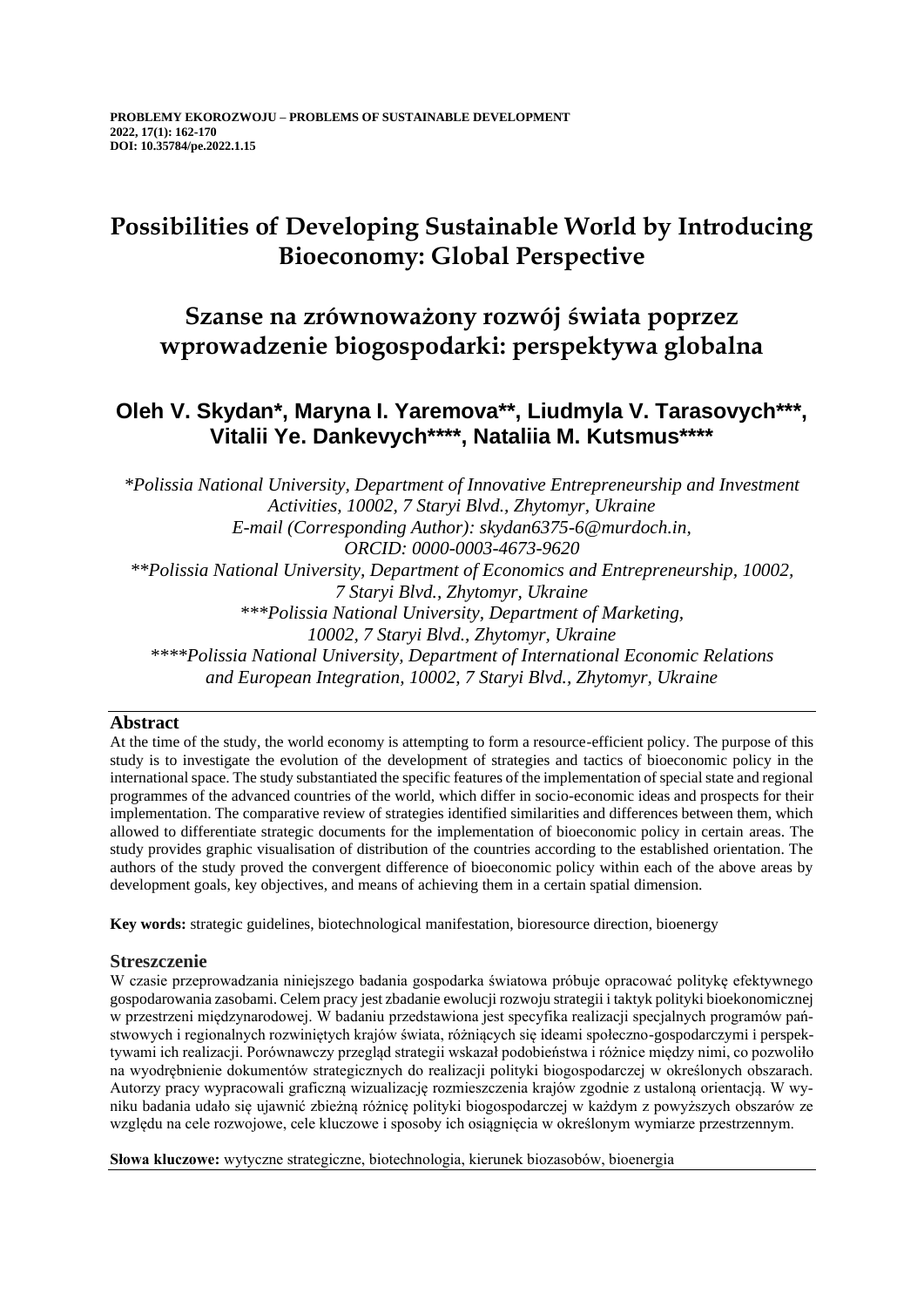**PROBLEMY EKOROZWOJU – PROBLEMS OF SUSTAINABLE DEVELOPMENT**
**2022, 17(1): 162-170**
**DOI: 10.35784/pe.2022.1.15**

# Possibilities of Developing Sustainable World by Introducing Bioeconomy: Global Perspective

# Szanse na zrównoważony rozwój świata poprzez wprowadzenie biogospodarki: perspektywa globalna

## Oleh V. Skydan*, Maryna I. Yaremova**, Liudmyla V. Tarasovych***, Vitalii Ye. Dankevych****, Nataliia M. Kutsmus****

*\*Polissia National University, Department of Innovative Entrepreneurship and Investment Activities, 10002, 7 Staryi Blvd., Zhytomyr, Ukraine*
*E-mail (Corresponding Author): skydan6375-6@murdoch.in,*
*ORCID: 0000-0003-4673-9620*
*\*\*Polissia National University, Department of Economics and Entrepreneurship, 10002, 7 Staryi Blvd., Zhytomyr, Ukraine*
*\*\*\*Polissia National University, Department of Marketing, 10002, 7 Staryi Blvd., Zhytomyr, Ukraine*
*\*\*\*\*Polissia National University, Department of International Economic Relations and European Integration, 10002, 7 Staryi Blvd., Zhytomyr, Ukraine*

### Abstract

At the time of the study, the world economy is attempting to form a resource-efficient policy. The purpose of this study is to investigate the evolution of the development of strategies and tactics of bioeconomic policy in the international space. The study substantiated the specific features of the implementation of special state and regional programmes of the advanced countries of the world, which differ in socio-economic ideas and prospects for their implementation. The comparative review of strategies identified similarities and differences between them, which allowed to differentiate strategic documents for the implementation of bioeconomic policy in certain areas. The study provides graphic visualisation of distribution of the countries according to the established orientation. The authors of the study proved the convergent difference of bioeconomic policy within each of the above areas by development goals, key objectives, and means of achieving them in a certain spatial dimension.

**Key words:** strategic guidelines, biotechnological manifestation, bioresource direction, bioenergy

### Streszczenie

W czasie przeprowadzania niniejszego badania gospodarka światowa próbuje opracować politykę efektywnego gospodarowania zasobami. Celem pracy jest zbadanie ewolucji rozwoju strategii i taktyk polityki bioekonomicznej w przestrzeni międzynarodowej. W badaniu przedstawiona jest specyfika realizacji specjalnych programów państwowych i regionalnych rozwiniętych krajów świata, różniących się ideami społeczno-gospodarczymi i perspektywami ich realizacji. Porównawczy przegląd strategii wskazał podobieństwa i różnice między nimi, co pozwoliło na wyodrębnienie dokumentów strategicznych do realizacji polityki biogospodarczej w określonych obszarach. Autorzy pracy wypracowali graficzną wizualizację rozmieszczenia krajów zgodnie z ustaloną orientacją. W wyniku badania udało się ujawnić zbieżną różnicę polityki biogospodarczej w każdym z powyższych obszarów ze względu na cele rozwojowe, cele kluczowe i sposoby ich osiągnięcia w określonym wymiarze przestrzennym.

**Słowa kluczowe:** wytyczne strategiczne, biotechnologia, kierunek biozasobów, bioenergia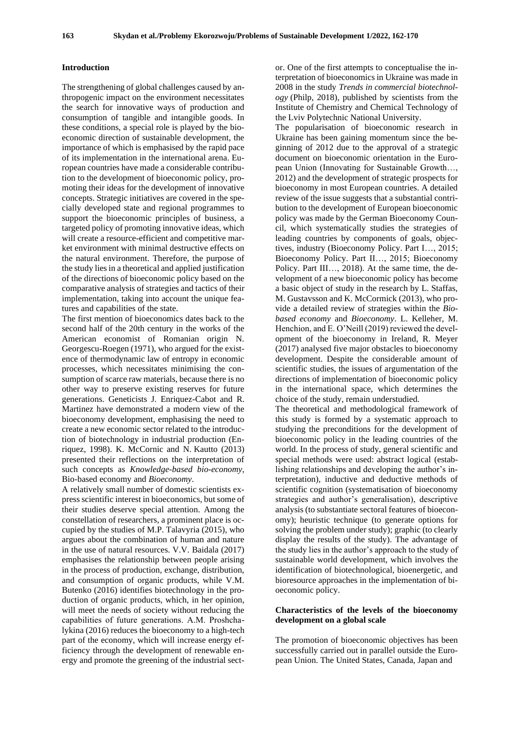## Introduction

The strengthening of global challenges caused by anthropogenic impact on the environment necessitates the search for innovative ways of production and consumption of tangible and intangible goods. In these conditions, a special role is played by the bioeconomic direction of sustainable development, the importance of which is emphasised by the rapid pace of its implementation in the international arena. European countries have made a considerable contribution to the development of bioeconomic policy, promoting their ideas for the development of innovative concepts. Strategic initiatives are covered in the specially developed state and regional programmes to support the bioeconomic principles of business, a targeted policy of promoting innovative ideas, which will create a resource-efficient and competitive market environment with minimal destructive effects on the natural environment. Therefore, the purpose of the study lies in a theoretical and applied justification of the directions of bioeconomic policy based on the comparative analysis of strategies and tactics of their implementation, taking into account the unique features and capabilities of the state.

The first mention of bioeconomics dates back to the second half of the 20th century in the works of the American economist of Romanian origin N. Georgescu-Roegen (1971), who argued for the existence of thermodynamic law of entropy in economic processes, which necessitates minimising the consumption of scarce raw materials, because there is no other way to preserve existing reserves for future generations. Geneticists J. Enriquez-Cabot and R. Martinez have demonstrated a modern view of the bioeconomy development, emphasising the need to create a new economic sector related to the introduction of biotechnology in industrial production (Enriquez, 1998). K. McCornic and N. Kautto (2013) presented their reflections on the interpretation of such concepts as *Knowledge-based bio-economy*, Bio-based economy and *Bioeconomy*.

A relatively small number of domestic scientists express scientific interest in bioeconomics, but some of their studies deserve special attention. Among the constellation of researchers, a prominent place is occupied by the studies of M.P. Talavyria (2015), who argues about the combination of human and nature in the use of natural resources. V.V. Baidala (2017) emphasises the relationship between people arising in the process of production, exchange, distribution, and consumption of organic products, while V.M. Butenko (2016) identifies biotechnology in the production of organic products, which, in her opinion, will meet the needs of society without reducing the capabilities of future generations. A.M. Proshchalykina (2016) reduces the bioeconomy to a high-tech part of the economy, which will increase energy efficiency through the development of renewable energy and promote the greening of the industrial sector. One of the first attempts to conceptualise the interpretation of bioeconomics in Ukraine was made in 2008 in the study *Trends in commercial biotechnology* (Philp, 2018), published by scientists from the Institute of Chemistry and Chemical Technology of the Lviv Polytechnic National University.

The popularisation of bioeconomic research in Ukraine has been gaining momentum since the beginning of 2012 due to the approval of a strategic document on bioeconomic orientation in the European Union (Innovating for Sustainable Growth…, 2012) and the development of strategic prospects for bioeconomy in most European countries. A detailed review of the issue suggests that a substantial contribution to the development of European bioeconomic policy was made by the German Bioeconomy Council, which systematically studies the strategies of leading countries by components of goals, objectives, industry (Bioeconomy Policy. Part I…, 2015; Bioeconomy Policy. Part II…, 2015; Bioeconomy Policy. Part III…, 2018). At the same time, the development of a new bioeconomic policy has become a basic object of study in the research by L. Staffas, M. Gustavsson and K. McCormick (2013), who provide a detailed review of strategies within the *Bio-based economy* and *Bioeconomy*. L. Kelleher, M. Henchion, and E. O'Neill (2019) reviewed the development of the bioeconomy in Ireland, R. Meyer (2017) analysed five major obstacles to bioeconomy development. Despite the considerable amount of scientific studies, the issues of argumentation of the directions of implementation of bioeconomic policy in the international space, which determines the choice of the study, remain understudied.

The theoretical and methodological framework of this study is formed by a systematic approach to studying the preconditions for the development of bioeconomic policy in the leading countries of the world. In the process of study, general scientific and special methods were used: abstract logical (establishing relationships and developing the author's interpretation), inductive and deductive methods of scientific cognition (systematisation of bioeconomy strategies and author's generalisation), descriptive analysis (to substantiate sectoral features of bioeconomy); heuristic technique (to generate options for solving the problem under study); graphic (to clearly display the results of the study). The advantage of the study lies in the author's approach to the study of sustainable world development, which involves the identification of biotechnological, bioenergetic, and bioresource approaches in the implementation of bioeconomic policy.

## Characteristics of the levels of the bioeconomy development on a global scale

The promotion of bioeconomic objectives has been successfully carried out in parallel outside the European Union. The United States, Canada, Japan and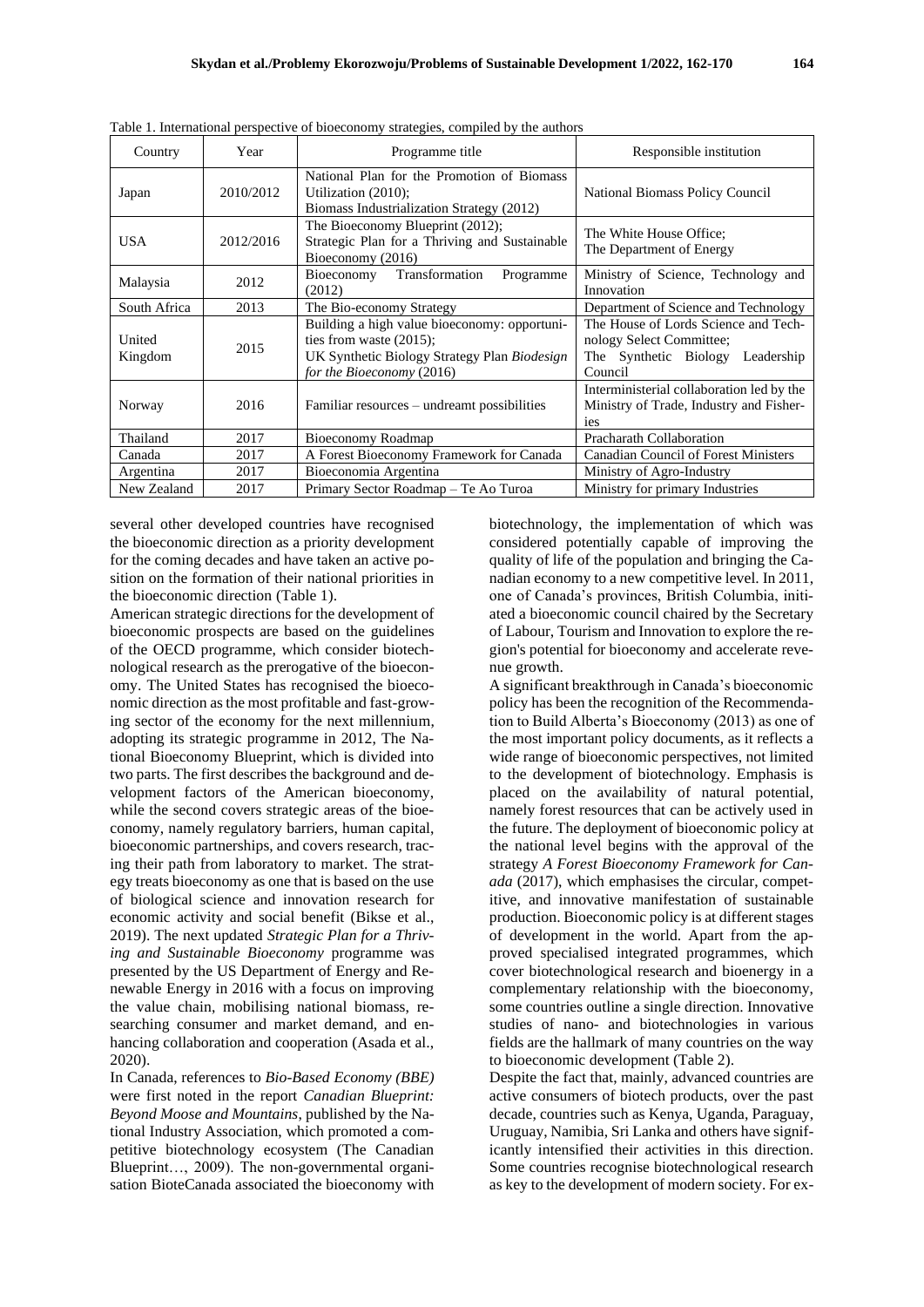Table 1. International perspective of bioeconomy strategies, compiled by the authors

| Country | Year | Programme title | Responsible institution |
|---|---|---|---|
| Japan | 2010/2012 | National Plan for the Promotion of Biomass Utilization (2010); Biomass Industrialization Strategy (2012) | National Biomass Policy Council |
| USA | 2012/2016 | The Bioeconomy Blueprint (2012); Strategic Plan for a Thriving and Sustainable Bioeconomy (2016) | The White House Office; The Department of Energy |
| Malaysia | 2012 | Bioeconomy Transformation Programme (2012) | Ministry of Science, Technology and Innovation |
| South Africa | 2013 | The Bio-economy Strategy | Department of Science and Technology |
| United Kingdom | 2015 | Building a high value bioeconomy: opportunities from waste (2015); UK Synthetic Biology Strategy Plan *Biodesign for the Bioeconomy* (2016) | The House of Lords Science and Technology Select Committee; The Synthetic Biology Leadership Council |
| Norway | 2016 | Familiar resources – undreamt possibilities | Interministerial collaboration led by the Ministry of Trade, Industry and Fisheries |
| Thailand | 2017 | Bioeconomy Roadmap | Pracharath Collaboration |
| Canada | 2017 | A Forest Bioeconomy Framework for Canada | Canadian Council of Forest Ministers |
| Argentina | 2017 | Bioeconomia Argentina | Ministry of Agro-Industry |
| New Zealand | 2017 | Primary Sector Roadmap – Te Ao Turoa | Ministry for primary Industries |

several other developed countries have recognised the bioeconomic direction as a priority development for the coming decades and have taken an active position on the formation of their national priorities in the bioeconomic direction (Table 1).

American strategic directions for the development of bioeconomic prospects are based on the guidelines of the OECD programme, which consider biotechnological research as the prerogative of the bioeconomy. The United States has recognised the bioeconomic direction as the most profitable and fast-growing sector of the economy for the next millennium, adopting its strategic programme in 2012, The National Bioeconomy Blueprint, which is divided into two parts. The first describes the background and development factors of the American bioeconomy, while the second covers strategic areas of the bioeconomy, namely regulatory barriers, human capital, bioeconomic partnerships, and covers research, tracing their path from laboratory to market. The strategy treats bioeconomy as one that is based on the use of biological science and innovation research for economic activity and social benefit (Bikse et al., 2019). The next updated *Strategic Plan for a Thriving and Sustainable Bioeconomy* programme was presented by the US Department of Energy and Renewable Energy in 2016 with a focus on improving the value chain, mobilising national biomass, researching consumer and market demand, and enhancing collaboration and cooperation (Asada et al., 2020).

In Canada, references to *Bio-Based Economy (BBE)* were first noted in the report *Canadian Blueprint: Beyond Moose and Mountains*, published by the National Industry Association, which promoted a competitive biotechnology ecosystem (The Canadian Blueprint…, 2009). The non-governmental organisation BioteCanada associated the bioeconomy with biotechnology, the implementation of which was considered potentially capable of improving the quality of life of the population and bringing the Canadian economy to a new competitive level. In 2011, one of Canada's provinces, British Columbia, initiated a bioeconomic council chaired by the Secretary of Labour, Tourism and Innovation to explore the region's potential for bioeconomy and accelerate revenue growth.

A significant breakthrough in Canada's bioeconomic policy has been the recognition of the Recommendation to Build Alberta's Bioeconomy (2013) as one of the most important policy documents, as it reflects a wide range of bioeconomic perspectives, not limited to the development of biotechnology. Emphasis is placed on the availability of natural potential, namely forest resources that can be actively used in the future. The deployment of bioeconomic policy at the national level begins with the approval of the strategy *A Forest Bioeconomy Framework for Canada* (2017), which emphasises the circular, competitive, and innovative manifestation of sustainable production. Bioeconomic policy is at different stages of development in the world. Apart from the approved specialised integrated programmes, which cover biotechnological research and bioenergy in a complementary relationship with the bioeconomy, some countries outline a single direction. Innovative studies of nano- and biotechnologies in various fields are the hallmark of many countries on the way to bioeconomic development (Table 2).

Despite the fact that, mainly, advanced countries are active consumers of biotech products, over the past decade, countries such as Kenya, Uganda, Paraguay, Uruguay, Namibia, Sri Lanka and others have significantly intensified their activities in this direction. Some countries recognise biotechnological research as key to the development of modern society. For ex-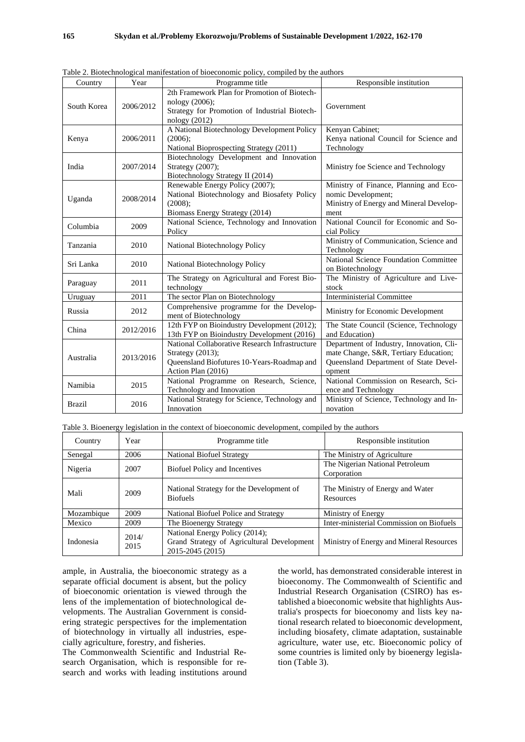Table 2. Biotechnological manifestation of bioeconomic policy, compiled by the authors

| Country | Year | Programme title | Responsible institution |
|---|---|---|---|
| South Korea | 2006/2012 | 2th Framework Plan for Promotion of Biotechnology (2006); Strategy for Promotion of Industrial Biotechnology (2012) | Government |
| Kenya | 2006/2011 | A National Biotechnology Development Policy (2006); National Bioprospecting Strategy (2011) | Kenyan Cabinet; Kenya national Council for Science and Technology |
| India | 2007/2014 | Biotechnology Development and Innovation Strategy (2007); Biotechnology Strategy II (2014) | Ministry foe Science and Technology |
| Uganda | 2008/2014 | Renewable Energy Policy (2007); National Biotechnology and Biosafety Policy (2008); Biomass Energy Strategy (2014) | Ministry of Finance, Planning and Economic Development; Ministry of Energy and Mineral Development |
| Columbia | 2009 | National Science, Technology and Innovation Policy | National Council for Economic and Social Policy |
| Tanzania | 2010 | National Biotechnology Policy | Ministry of Communication, Science and Technology |
| Sri Lanka | 2010 | National Biotechnology Policy | National Science Foundation Committee on Biotechnology |
| Paraguay | 2011 | The Strategy on Agricultural and Forest Biotechnology | The Ministry of Agriculture and Livestock |
| Uruguay | 2011 | The sector Plan on Biotechnology | Interministerial Committee |
| Russia | 2012 | Comprehensive programme for the Development of Biotechnology | Ministry for Economic Development |
| China | 2012/2016 | 12th FYP on Bioindustry Development (2012); 13th FYP on Bioindustry Development (2016) | The State Council (Science, Technology and Education) |
| Australia | 2013/2016 | National Collaborative Research Infrastructure Strategy (2013); Queensland Biofutures 10-Years-Roadmap and Action Plan (2016) | Department of Industry, Innovation, Climate Change, S&R, Tertiary Education; Queensland Department of State Development |
| Namibia | 2015 | National Programme on Research, Science, Technology and Innovation | National Commission on Research, Science and Technology |
| Brazil | 2016 | National Strategy for Science, Technology and Innovation | Ministry of Science, Technology and Innovation |

Table 3. Bioenergy legislation in the context of bioeconomic development, compiled by the authors

| Country | Year | Programme title | Responsible institution |
|---|---|---|---|
| Senegal | 2006 | National Biofuel Strategy | The Ministry of Agriculture |
| Nigeria | 2007 | Biofuel Policy and Incentives | The Nigerian National Petroleum Corporation |
| Mali | 2009 | National Strategy for the Development of Biofuels | The Ministry of Energy and Water Resources |
| Mozambique | 2009 | National Biofuel Police and Strategy | Ministry of Energy |
| Mexico | 2009 | The Bioenergy Strategy | Inter-ministerial Commission on Biofuels |
| Indonesia | 2014/ 2015 | National Energy Policy (2014); Grand Strategy of Agricultural Development 2015-2045 (2015) | Ministry of Energy and Mineral Resources |

ample, in Australia, the bioeconomic strategy as a separate official document is absent, but the policy of bioeconomic orientation is viewed through the lens of the implementation of biotechnological developments. The Australian Government is considering strategic perspectives for the implementation of biotechnology in virtually all industries, especially agriculture, forestry, and fisheries.

The Commonwealth Scientific and Industrial Research Organisation, which is responsible for research and works with leading institutions around the world, has demonstrated considerable interest in bioeconomy. The Commonwealth of Scientific and Industrial Research Organisation (CSIRO) has established a bioeconomic website that highlights Australia's prospects for bioeconomy and lists key national research related to bioeconomic development, including biosafety, climate adaptation, sustainable agriculture, water use, etc. Bioeconomic policy of some countries is limited only by bioenergy legislation (Table 3).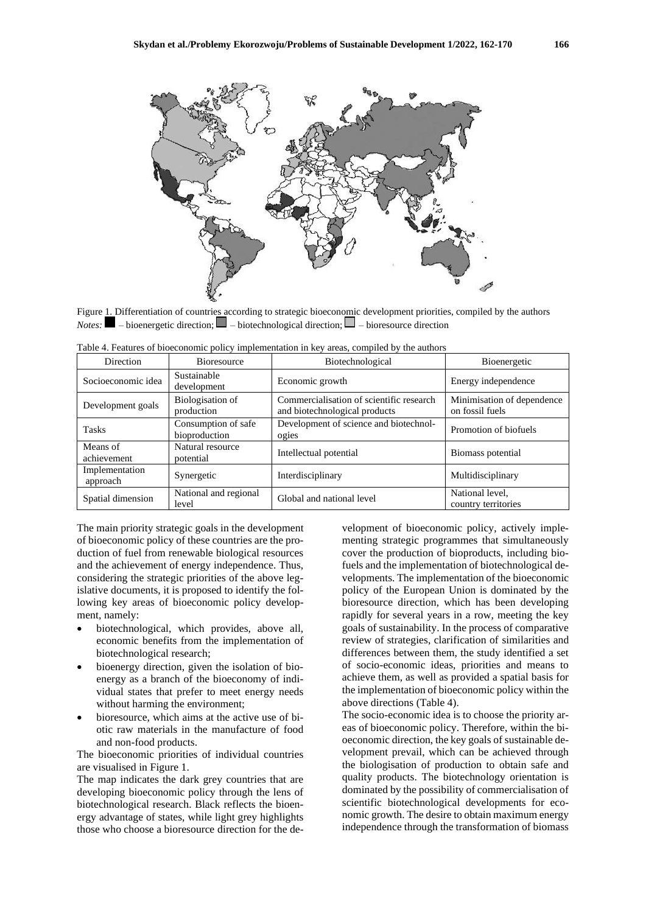Figure 1. Differentiation of countries according to strategic bioeconomic development priorities, compiled by the authors
*Notes:* ■ – bioenergetic direction; ■ – biotechnological direction; □ – bioresource direction

Table 4. Features of bioeconomic policy implementation in key areas, compiled by the authors

| Direction | Bioresource | Biotechnological | Bioenergetic |
|---|---|---|---|
| Socioeconomic idea | Sustainable development | Economic growth | Energy independence |
| Development goals | Biologisation of production | Commercialisation of scientific research and biotechnological products | Minimisation of dependence on fossil fuels |
| Tasks | Consumption of safe bioproduction | Development of science and biotechnologies | Promotion of biofuels |
| Means of achievement | Natural resource potential | Intellectual potential | Biomass potential |
| Implementation approach | Synergetic | Interdisciplinary | Multidisciplinary |
| Spatial dimension | National and regional level | Global and national level | National level, country territories |

The main priority strategic goals in the development of bioeconomic policy of these countries are the production of fuel from renewable biological resources and the achievement of energy independence. Thus, considering the strategic priorities of the above legislative documents, it is proposed to identify the following key areas of bioeconomic policy development, namely:

- biotechnological, which provides, above all, economic benefits from the implementation of biotechnological research;
- bioenergy direction, given the isolation of bioenergy as a branch of the bioeconomy of individual states that prefer to meet energy needs without harming the environment;
- bioresource, which aims at the active use of biotic raw materials in the manufacture of food and non-food products.

The bioeconomic priorities of individual countries are visualised in Figure 1.

The map indicates the dark grey countries that are developing bioeconomic policy through the lens of biotechnological research. Black reflects the bioenergy advantage of states, while light grey highlights those who choose a bioresource direction for the development of bioeconomic policy, actively implementing strategic programmes that simultaneously cover the production of bioproducts, including biofuels and the implementation of biotechnological developments. The implementation of the bioeconomic policy of the European Union is dominated by the bioresource direction, which has been developing rapidly for several years in a row, meeting the key goals of sustainability. In the process of comparative review of strategies, clarification of similarities and differences between them, the study identified a set of socio-economic ideas, priorities and means to achieve them, as well as provided a spatial basis for the implementation of bioeconomic policy within the above directions (Table 4).

The socio-economic idea is to choose the priority areas of bioeconomic policy. Therefore, within the bioeconomic direction, the key goals of sustainable development prevail, which can be achieved through the biologisation of production to obtain safe and quality products. The biotechnology orientation is dominated by the possibility of commercialisation of scientific biotechnological developments for economic growth. The desire to obtain maximum energy independence through the transformation of biomass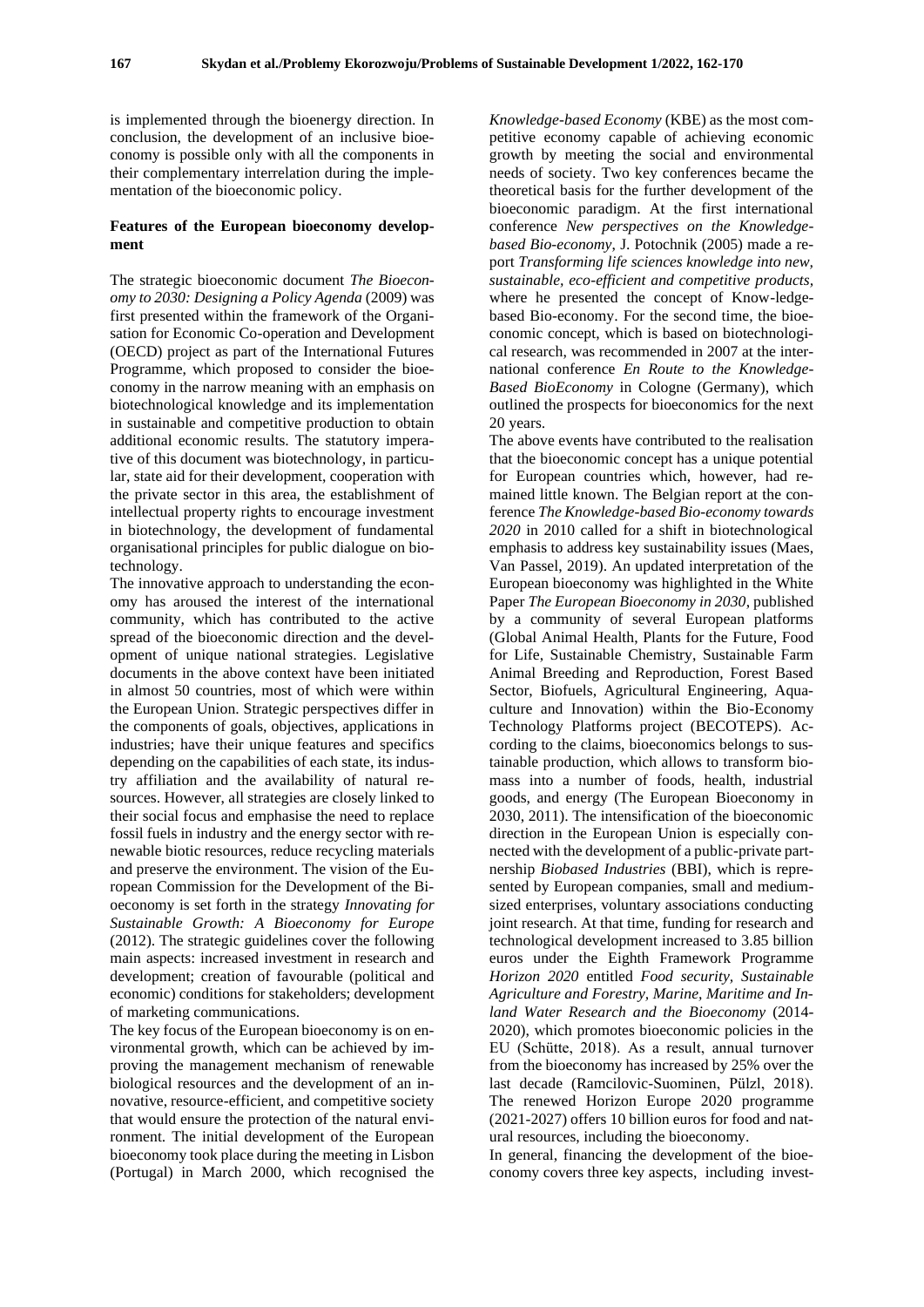is implemented through the bioenergy direction. In conclusion, the development of an inclusive bioeconomy is possible only with all the components in their complementary interrelation during the implementation of the bioeconomic policy.

## Features of the European bioeconomy development

The strategic bioeconomic document *The Bioeconomy to 2030: Designing a Policy Agenda* (2009) was first presented within the framework of the Organisation for Economic Co-operation and Development (OECD) project as part of the International Futures Programme, which proposed to consider the bioeconomy in the narrow meaning with an emphasis on biotechnological knowledge and its implementation in sustainable and competitive production to obtain additional economic results. The statutory imperative of this document was biotechnology, in particular, state aid for their development, cooperation with the private sector in this area, the establishment of intellectual property rights to encourage investment in biotechnology, the development of fundamental organisational principles for public dialogue on biotechnology.

The innovative approach to understanding the economy has aroused the interest of the international community, which has contributed to the active spread of the bioeconomic direction and the development of unique national strategies. Legislative documents in the above context have been initiated in almost 50 countries, most of which were within the European Union. Strategic perspectives differ in the components of goals, objectives, applications in industries; have their unique features and specifics depending on the capabilities of each state, its industry affiliation and the availability of natural resources. However, all strategies are closely linked to their social focus and emphasise the need to replace fossil fuels in industry and the energy sector with renewable biotic resources, reduce recycling materials and preserve the environment. The vision of the European Commission for the Development of the Bioeconomy is set forth in the strategy *Innovating for Sustainable Growth: A Bioeconomy for Europe* (2012). The strategic guidelines cover the following main aspects: increased investment in research and development; creation of favourable (political and economic) conditions for stakeholders; development of marketing communications.

The key focus of the European bioeconomy is on environmental growth, which can be achieved by improving the management mechanism of renewable biological resources and the development of an innovative, resource-efficient, and competitive society that would ensure the protection of the natural environment. The initial development of the European bioeconomy took place during the meeting in Lisbon (Portugal) in March 2000, which recognised the *Knowledge-based Economy* (KBE) as the most competitive economy capable of achieving economic growth by meeting the social and environmental needs of society. Two key conferences became the theoretical basis for the further development of the bioeconomic paradigm. At the first international conference *New perspectives on the Knowledge-based Bio-economy*, J. Potochnik (2005) made a report *Transforming life sciences knowledge into new, sustainable, eco-efficient and competitive products,* where he presented the concept of Know-ledge-based Bio-economy. For the second time, the bioeconomic concept, which is based on biotechnological research, was recommended in 2007 at the international conference *En Route to the Knowledge-Based BioEconomy* in Cologne (Germany), which outlined the prospects for bioeconomics for the next 20 years.

The above events have contributed to the realisation that the bioeconomic concept has a unique potential for European countries which, however, had remained little known. The Belgian report at the conference *The Knowledge-based Bio-economy towards 2020* in 2010 called for a shift in biotechnological emphasis to address key sustainability issues (Maes, Van Passel, 2019). An updated interpretation of the European bioeconomy was highlighted in the White Paper *The European Bioeconomy in 2030*, published by a community of several European platforms (Global Animal Health, Plants for the Future, Food for Life, Sustainable Chemistry, Sustainable Farm Animal Breeding and Reproduction, Forest Based Sector, Biofuels, Agricultural Engineering, Aquaculture and Innovation) within the Bio-Economy Technology Platforms project (BECOTEPS). According to the claims, bioeconomics belongs to sustainable production, which allows to transform biomass into a number of foods, health, industrial goods, and energy (The European Bioeconomy in 2030, 2011). The intensification of the bioeconomic direction in the European Union is especially connected with the development of a public-private partnership *Biobased Industries* (BBI), which is represented by European companies, small and medium-sized enterprises, voluntary associations conducting joint research. At that time, funding for research and technological development increased to 3.85 billion euros under the Eighth Framework Programme *Horizon 2020* entitled *Food security, Sustainable Agriculture and Forestry, Marine, Maritime and Inland Water Research and the Bioeconomy* (2014-2020), which promotes bioeconomic policies in the EU (Schütte, 2018). As a result, annual turnover from the bioeconomy has increased by 25% over the last decade (Ramcilovic-Suominen, Pülzl, 2018). The renewed Horizon Europe 2020 programme (2021-2027) offers 10 billion euros for food and natural resources, including the bioeconomy.

In general, financing the development of the bioeconomy covers three key aspects, including invest-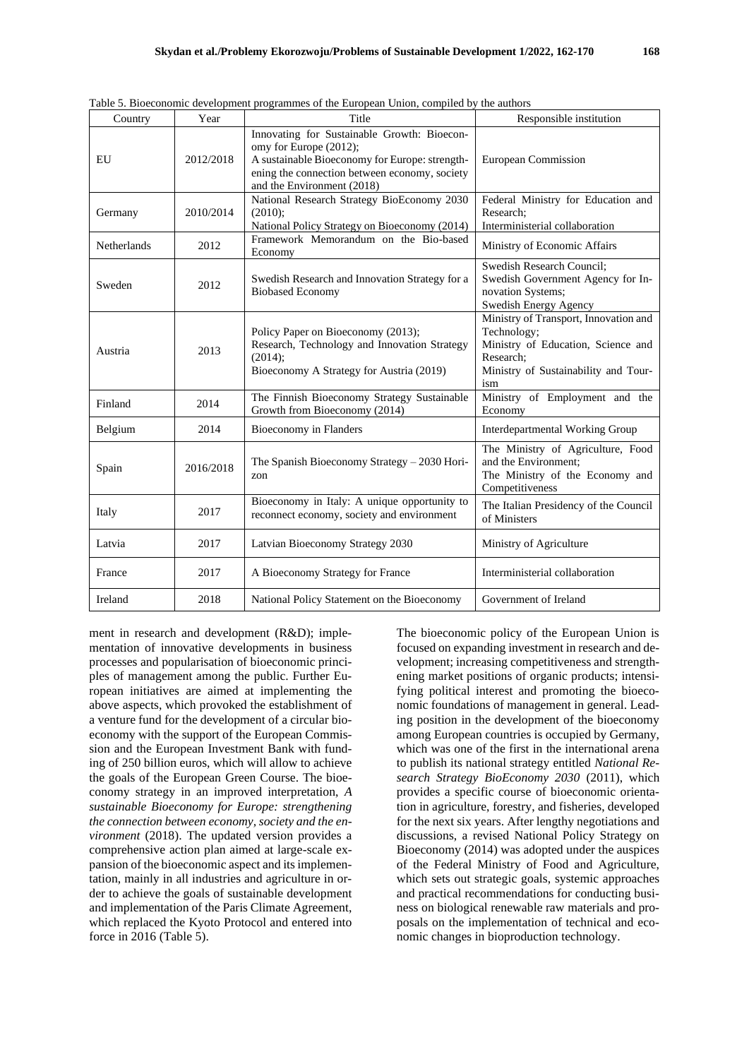Table 5. Bioeconomic development programmes of the European Union, compiled by the authors

| Country | Year | Title | Responsible institution |
|---|---|---|---|
| EU | 2012/2018 | Innovating for Sustainable Growth: Bioeconomy for Europe (2012); A sustainable Bioeconomy for Europe: strengthening the connection between economy, society and the Environment (2018) | European Commission |
| Germany | 2010/2014 | National Research Strategy BioEconomy 2030 (2010); National Policy Strategy on Bioeconomy (2014) | Federal Ministry for Education and Research; Interministerial collaboration |
| Netherlands | 2012 | Framework Memorandum on the Bio-based Economy | Ministry of Economic Affairs |
| Sweden | 2012 | Swedish Research and Innovation Strategy for a Biobased Economy | Swedish Research Council; Swedish Government Agency for Innovation Systems; Swedish Energy Agency |
| Austria | 2013 | Policy Paper on Bioeconomy (2013); Research, Technology and Innovation Strategy (2014); Bioeconomy A Strategy for Austria (2019) | Ministry of Transport, Innovation and Technology; Ministry of Education, Science and Research; Ministry of Sustainability and Tourism |
| Finland | 2014 | The Finnish Bioeconomy Strategy Sustainable Growth from Bioeconomy (2014) | Ministry of Employment and the Economy |
| Belgium | 2014 | Bioeconomy in Flanders | Interdepartmental Working Group |
| Spain | 2016/2018 | The Spanish Bioeconomy Strategy – 2030 Horizon | The Ministry of Agriculture, Food and the Environment; The Ministry of the Economy and Competitiveness |
| Italy | 2017 | Bioeconomy in Italy: A unique opportunity to reconnect economy, society and environment | The Italian Presidency of the Council of Ministers |
| Latvia | 2017 | Latvian Bioeconomy Strategy 2030 | Ministry of Agriculture |
| France | 2017 | A Bioeconomy Strategy for France | Interministerial collaboration |
| Ireland | 2018 | National Policy Statement on the Bioeconomy | Government of Ireland |

ment in research and development (R&D); implementation of innovative developments in business processes and popularisation of bioeconomic principles of management among the public. Further European initiatives are aimed at implementing the above aspects, which provoked the establishment of a venture fund for the development of a circular bioeconomy with the support of the European Commission and the European Investment Bank with funding of 250 billion euros, which will allow to achieve the goals of the European Green Course. The bioeconomy strategy in an improved interpretation, *A sustainable Bioeconomy for Europe: strengthening the connection between economy, society and the environment* (2018). The updated version provides a comprehensive action plan aimed at large-scale expansion of the bioeconomic aspect and its implementation, mainly in all industries and agriculture in order to achieve the goals of sustainable development and implementation of the Paris Climate Agreement, which replaced the Kyoto Protocol and entered into force in 2016 (Table 5).

The bioeconomic policy of the European Union is focused on expanding investment in research and development; increasing competitiveness and strengthening market positions of organic products; intensifying political interest and promoting the bioeconomic foundations of management in general. Leading position in the development of the bioeconomy among European countries is occupied by Germany, which was one of the first in the international arena to publish its national strategy entitled *National Research Strategy BioEconomy 2030* (2011), which provides a specific course of bioeconomic orientation in agriculture, forestry, and fisheries, developed for the next six years. After lengthy negotiations and discussions, a revised National Policy Strategy on Bioeconomy (2014) was adopted under the auspices of the Federal Ministry of Food and Agriculture, which sets out strategic goals, systemic approaches and practical recommendations for conducting business on biological renewable raw materials and proposals on the implementation of technical and economic changes in bioproduction technology.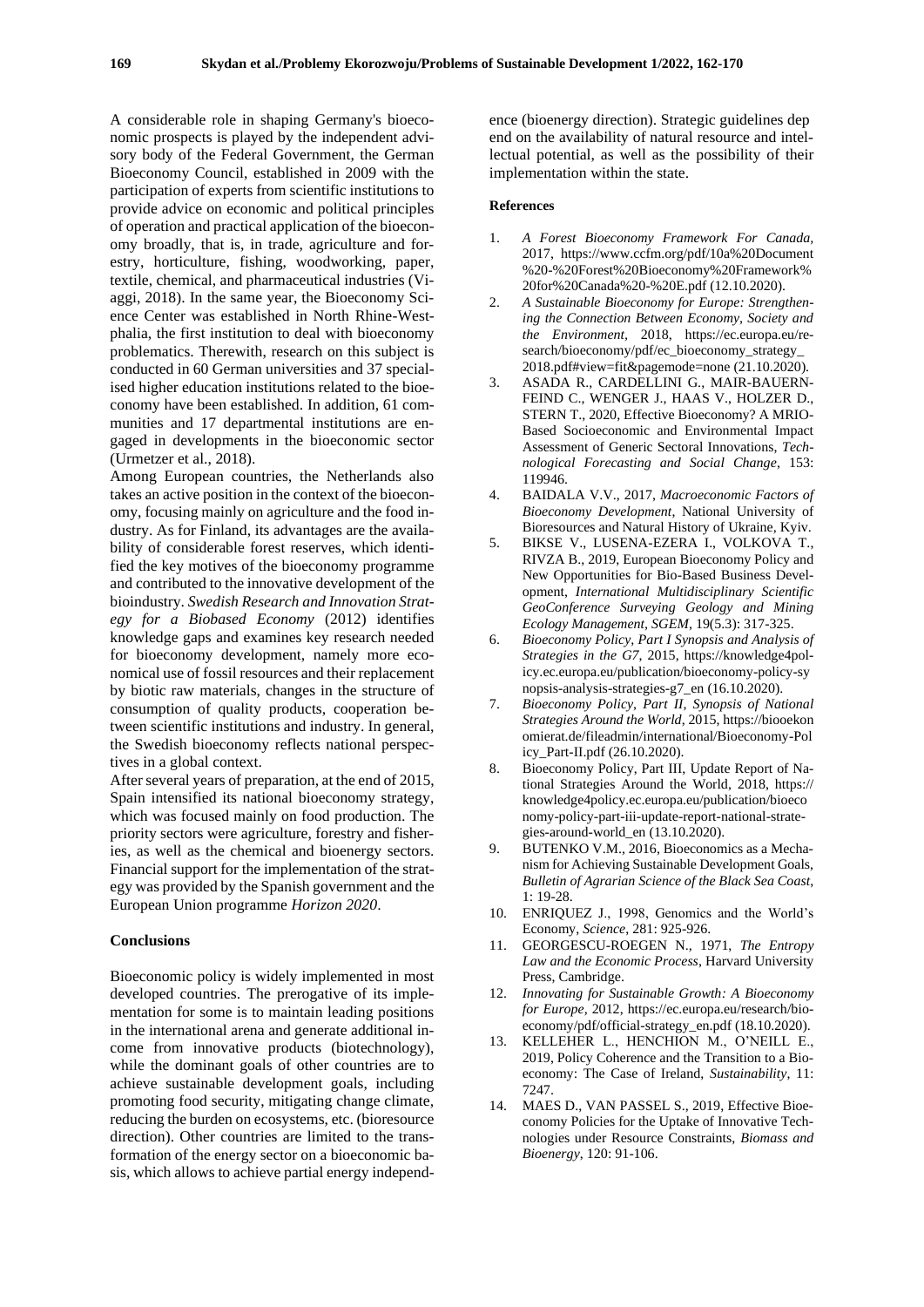A considerable role in shaping Germany's bioeconomic prospects is played by the independent advisory body of the Federal Government, the German Bioeconomy Council, established in 2009 with the participation of experts from scientific institutions to provide advice on economic and political principles of operation and practical application of the bioeconomy broadly, that is, in trade, agriculture and forestry, horticulture, fishing, woodworking, paper, textile, chemical, and pharmaceutical industries (Viaggi, 2018). In the same year, the Bioeconomy Science Center was established in North Rhine-Westphalia, the first institution to deal with bioeconomy problematics. Therewith, research on this subject is conducted in 60 German universities and 37 specialised higher education institutions related to the bioeconomy have been established. In addition, 61 communities and 17 departmental institutions are engaged in developments in the bioeconomic sector (Urmetzer et al., 2018).

Among European countries, the Netherlands also takes an active position in the context of the bioeconomy, focusing mainly on agriculture and the food industry. As for Finland, its advantages are the availability of considerable forest reserves, which identified the key motives of the bioeconomy programme and contributed to the innovative development of the bioindustry. *Swedish Research and Innovation Strategy for a Biobased Economy* (2012) identifies knowledge gaps and examines key research needed for bioeconomy development, namely more economical use of fossil resources and their replacement by biotic raw materials, changes in the structure of consumption of quality products, cooperation between scientific institutions and industry. In general, the Swedish bioeconomy reflects national perspectives in a global context.

After several years of preparation, at the end of 2015, Spain intensified its national bioeconomy strategy, which was focused mainly on food production. The priority sectors were agriculture, forestry and fisheries, as well as the chemical and bioenergy sectors. Financial support for the implementation of the strategy was provided by the Spanish government and the European Union programme *Horizon 2020*.

## Conclusions

Bioeconomic policy is widely implemented in most developed countries. The prerogative of its implementation for some is to maintain leading positions in the international arena and generate additional income from innovative products (biotechnology), while the dominant goals of other countries are to achieve sustainable development goals, including promoting food security, mitigating change climate, reducing the burden on ecosystems, etc. (bioresource direction). Other countries are limited to the transformation of the energy sector on a bioeconomic basis, which allows to achieve partial energy independence (bioenergy direction). Strategic guidelines dep end on the availability of natural resource and intellectual potential, as well as the possibility of their implementation within the state.

## References

1. *A Forest Bioeconomy Framework For Canada*, 2017, https://www.ccfm.org/pdf/10a%20Document%20-%20Forest%20Bioeconomy%20Framework%20for%20Canada%20-%20E.pdf (12.10.2020).
2. *A Sustainable Bioeconomy for Europe: Strengthening the Connection Between Economy, Society and the Environment*, 2018, https://ec.europa.eu/research/bioeconomy/pdf/ec_bioeconomy_strategy_2018.pdf#view=fit&pagemode=none (21.10.2020).
3. ASADA R., CARDELLINI G., MAIR-BAUERNFEIND C., WENGER J., HAAS V., HOLZER D., STERN T., 2020, Effective Bioeconomy? A MRIO-Based Socioeconomic and Environmental Impact Assessment of Generic Sectoral Innovations, *Technological Forecasting and Social Change*, 153: 119946.
4. BAIDALA V.V., 2017, *Macroeconomic Factors of Bioeconomy Development*, National University of Bioresources and Natural History of Ukraine, Kyiv.
5. BIKSE V., LUSENA-EZERA I., VOLKOVA T., RIVZA B., 2019, European Bioeconomy Policy and New Opportunities for Bio-Based Business Development, *International Multidisciplinary Scientific GeoConference Surveying Geology and Mining Ecology Management, SGEM*, 19(5.3): 317-325.
6. *Bioeconomy Policy, Part I Synopsis and Analysis of Strategies in the G7*, 2015, https://knowledge4policy.ec.europa.eu/publication/bioeconomy-policy-synopsis-analysis-strategies-g7_en (16.10.2020).
7. *Bioeconomy Policy, Part II, Synopsis of National Strategies Around the World*, 2015, https://biooekonomierat.de/fileadmin/international/Bioeconomy-Policy_Part-II.pdf (26.10.2020).
8. Bioeconomy Policy, Part III, Update Report of National Strategies Around the World, 2018, https://knowledge4policy.ec.europa.eu/publication/bioeconomy-policy-part-iii-update-report-national-strategies-around-world_en (13.10.2020).
9. BUTENKO V.M., 2016, Bioeconomics as a Mechanism for Achieving Sustainable Development Goals, *Bulletin of Agrarian Science of the Black Sea Coast*, 1: 19-28.
10. ENRIQUEZ J., 1998, Genomics and the World's Economy, *Science*, 281: 925-926.
11. GEORGESCU-ROEGEN N., 1971, *The Entropy Law and the Economic Process*, Harvard University Press, Cambridge.
12. *Innovating for Sustainable Growth: A Bioeconomy for Europe*, 2012, https://ec.europa.eu/research/bioeconomy/pdf/official-strategy_en.pdf (18.10.2020).
13. KELLEHER L., HENCHION M., O'NEILL E., 2019, Policy Coherence and the Transition to a Bioeconomy: The Case of Ireland, *Sustainability*, 11: 7247.
14. MAES D., VAN PASSEL S., 2019, Effective Bioeconomy Policies for the Uptake of Innovative Technologies under Resource Constraints, *Biomass and Bioenergy*, 120: 91-106.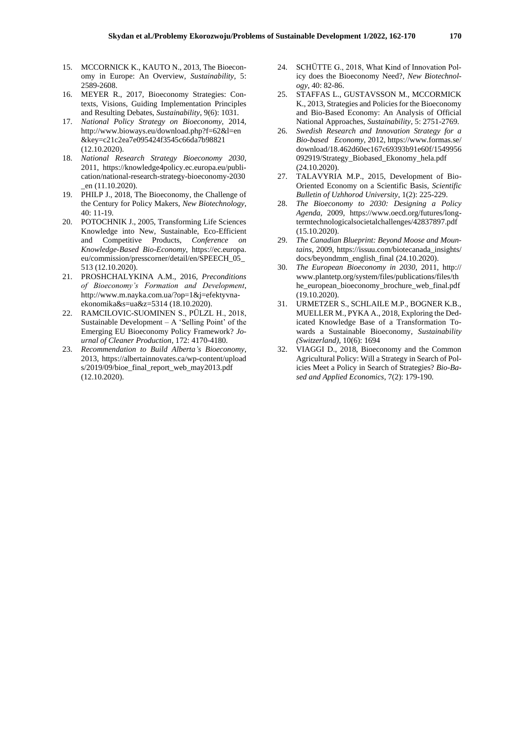15. MCCORNICK K., KAUTO N., 2013, The Bioeconomy in Europe: An Overview, *Sustainability*, 5: 2589-2608.
16. MEYER R., 2017, Bioeconomy Strategies: Contexts, Visions, Guiding Implementation Principles and Resulting Debates, *Sustainability*, 9(6): 1031.
17. *National Policy Strategy on Bioeconomy*, 2014, http://www.bioways.eu/download.php?f=62&l=en&key=c21c2ea7e095424f3545c66da7b98821 (12.10.2020).
18. *National Research Strategy Bioeconomy 2030*, 2011, https://knowledge4policy.ec.europa.eu/publication/national-research-strategy-bioeconomy-2030_en (11.10.2020).
19. PHILP J., 2018, The Bioeconomy, the Challenge of the Century for Policy Makers, *New Biotechnology*, 40: 11-19.
20. POTOCHNIK J., 2005, Transforming Life Sciences Knowledge into New, Sustainable, Eco-Efficient and Competitive Products, *Conference on Knowledge-Based Bio-Economy*, https://ec.europa.eu/commission/presscorner/detail/en/SPEECH_05_513 (12.10.2020).
21. PROSHCHALYKINA A.M., 2016, *Preconditions of Bioeconomy's Formation and Development*, http://www.m.nayka.com.ua/?op=1&j=efektyvna-ekonomika&s=ua&z=5314 (18.10.2020).
22. RAMCILOVIC-SUOMINEN S., PÜLZL H., 2018, Sustainable Development – A 'Selling Point' of the Emerging EU Bioeconomy Policy Framework? *Journal of Cleaner Production*, 172: 4170-4180.
23. *Recommendation to Build Alberta's Bioeconomy*, 2013, https://albertainnovates.ca/wp-content/uploads/2019/09/bioe_final_report_web_may2013.pdf (12.10.2020).
24. SCHÜTTE G., 2018, What Kind of Innovation Policy does the Bioeconomy Need?, *New Biotechnology*, 40: 82-86.
25. STAFFAS L., GUSTAVSSON M., MCCORMICK K., 2013, Strategies and Policies for the Bioeconomy and Bio-Based Economy: An Analysis of Official National Approaches, *Sustainability*, 5: 2751-2769.
26. *Swedish Research and Innovation Strategy for a Bio-based Economy*, 2012, https://www.formas.se/download/18.462d60ec167c69393b91e60f/1549956092919/Strategy_Biobased_Ekonomy_hela.pdf (24.10.2020).
27. TALAVYRIA M.P., 2015, Development of Bio-Oriented Economy on a Scientific Basis, *Scientific Bulletin of Uzhhorod University*, 1(2): 225-229.
28. *The Bioeconomy to 2030: Designing a Policy Agenda*, 2009, https://www.oecd.org/futures/long-termtechnologicalsocietalchallenges/42837897.pdf (15.10.2020).
29. *The Canadian Blueprint: Beyond Moose and Mountains*, 2009, https://issuu.com/biotecanada_insights/docs/beyondmm_english_final (24.10.2020).
30. *The European Bioeconomy in 2030*, 2011, http://www.plantetp.org/system/files/publications/files/thhe_european_bioeconomy_brochure_web_final.pdf (19.10.2020).
31. URMETZER S., SCHLAILE M.P., BOGNER K.B., MUELLER M., PYKA A., 2018, Exploring the Dedicated Knowledge Base of a Transformation Towards a Sustainable Bioeconomy, *Sustainability (Switzerland)*, 10(6): 1694
32. VIAGGI D., 2018, Bioeconomy and the Common Agricultural Policy: Will a Strategy in Search of Policies Meet a Policy in Search of Strategies? *Bio-Based and Applied Economics*, 7(2): 179-190.